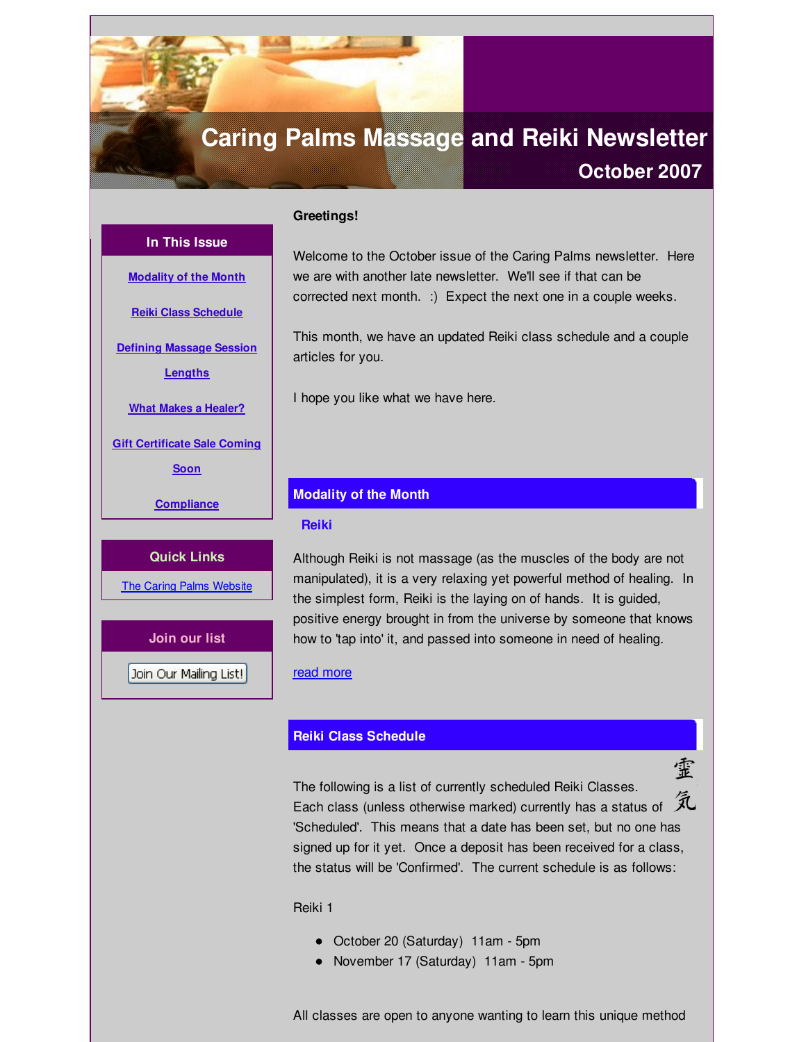# Caring Palms Massage and Reiki Newsletter

## October 2007

### In This Issue

- Modality of the Month
- Reiki Class Schedule
- Defining Massage Session Lengths
- What Makes a Healer?
- Gift Certificate Sale Coming Soon
- Compliance

### Quick Links

The Caring Palms Website

### Join our list

Join Our Mailing List!

**Greetings!**

Welcome to the October issue of the Caring Palms newsletter. Here we are with another late newsletter. We'll see if that can be corrected next month. :) Expect the next one in a couple weeks.

This month, we have an updated Reiki class schedule and a couple articles for you.

I hope you like what we have here.

## Modality of the Month

### Reiki

Although Reiki is not massage (as the muscles of the body are not manipulated), it is a very relaxing yet powerful method of healing. In the simplest form, Reiki is the laying on of hands. It is guided, positive energy brought in from the universe by someone that knows how to 'tap into' it, and passed into someone in need of healing.

read more

## Reiki Class Schedule

霊気

The following is a list of currently scheduled Reiki Classes. Each class (unless otherwise marked) currently has a status of 'Scheduled'. This means that a date has been set, but no one has signed up for it yet. Once a deposit has been received for a class, the status will be 'Confirmed'. The current schedule is as follows:

Reiki 1

- October 20 (Saturday) 11am - 5pm
- November 17 (Saturday) 11am - 5pm

All classes are open to anyone wanting to learn this unique method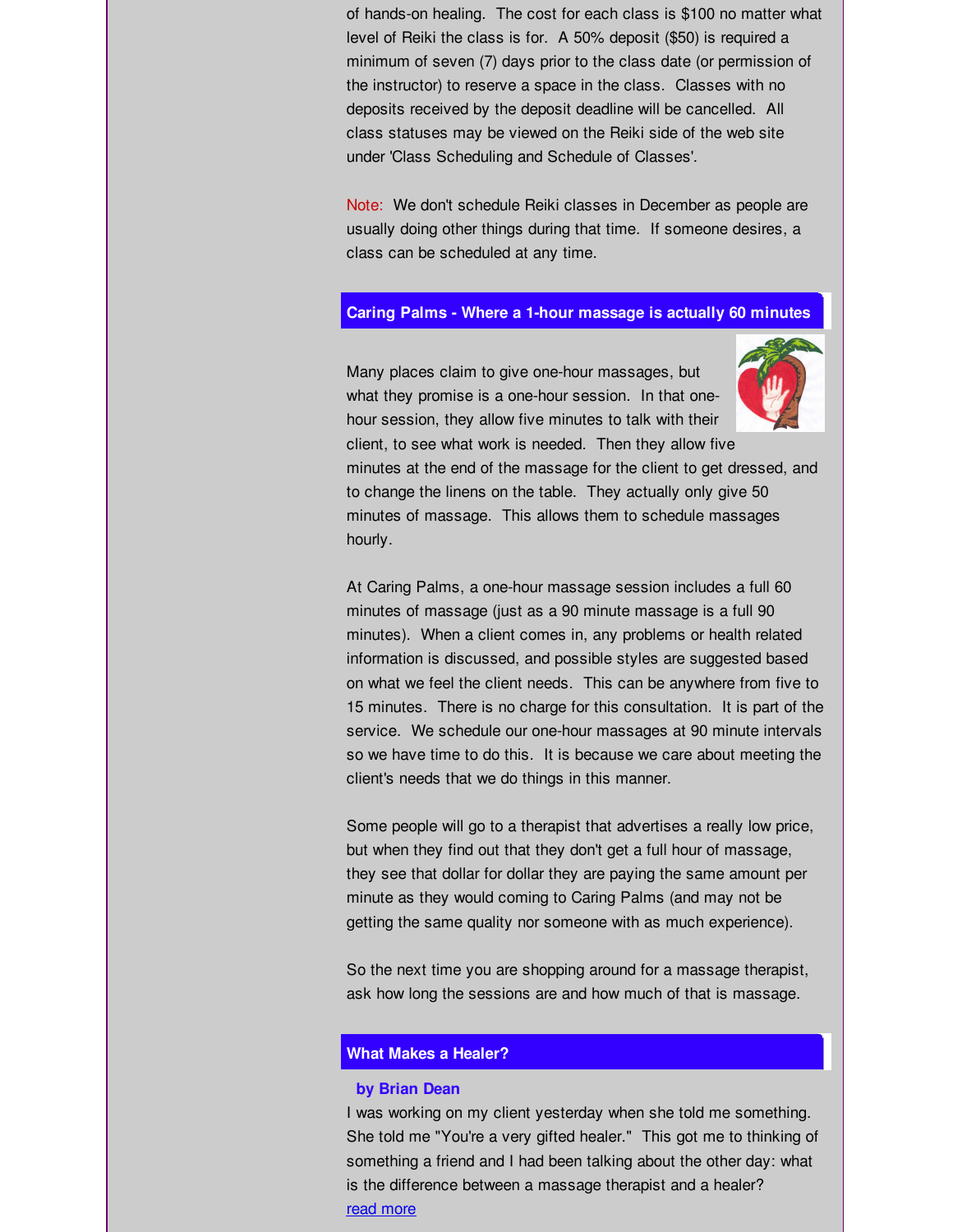of hands-on healing. The cost for each class is $100 no matter what level of Reiki the class is for. A 50% deposit ($50) is required a minimum of seven (7) days prior to the class date (or permission of the instructor) to reserve a space in the class. Classes with no deposits received by the deposit deadline will be cancelled. All class statuses may be viewed on the Reiki side of the web site under 'Class Scheduling and Schedule of Classes'.

Note: We don't schedule Reiki classes in December as people are usually doing other things during that time. If someone desires, a class can be scheduled at any time.

## Caring Palms - Where a 1-hour massage is actually 60 minutes

Many places claim to give one-hour massages, but what they promise is a one-hour session. In that one-hour session, they allow five minutes to talk with their client, to see what work is needed. Then they allow five minutes at the end of the massage for the client to get dressed, and to change the linens on the table. They actually only give 50 minutes of massage. This allows them to schedule massages hourly.

At Caring Palms, a one-hour massage session includes a full 60 minutes of massage (just as a 90 minute massage is a full 90 minutes). When a client comes in, any problems or health related information is discussed, and possible styles are suggested based on what we feel the client needs. This can be anywhere from five to 15 minutes. There is no charge for this consultation. It is part of the service. We schedule our one-hour massages at 90 minute intervals so we have time to do this. It is because we care about meeting the client's needs that we do things in this manner.

Some people will go to a therapist that advertises a really low price, but when they find out that they don't get a full hour of massage, they see that dollar for dollar they are paying the same amount per minute as they would coming to Caring Palms (and may not be getting the same quality nor someone with as much experience).

So the next time you are shopping around for a massage therapist, ask how long the sessions are and how much of that is massage.

## What Makes a Healer?

**by Brian Dean**

I was working on my client yesterday when she told me something. She told me "You're a very gifted healer." This got me to thinking of something a friend and I had been talking about the other day: what is the difference between a massage therapist and a healer?
read more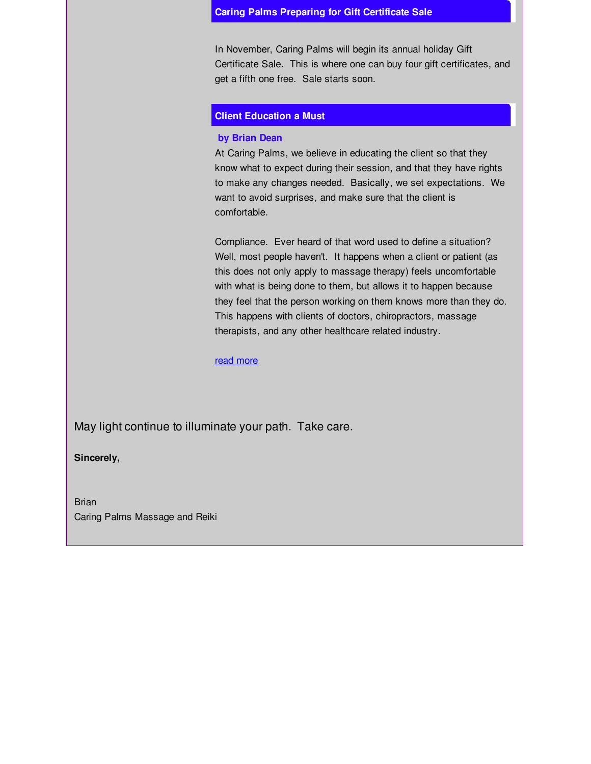## Caring Palms Preparing for Gift Certificate Sale

In November, Caring Palms will begin its annual holiday Gift Certificate Sale. This is where one can buy four gift certificates, and get a fifth one free. Sale starts soon.

## Client Education a Must

**by Brian Dean**

At Caring Palms, we believe in educating the client so that they know what to expect during their session, and that they have rights to make any changes needed. Basically, we set expectations. We want to avoid surprises, and make sure that the client is comfortable.

Compliance. Ever heard of that word used to define a situation? Well, most people haven't. It happens when a client or patient (as this does not only apply to massage therapy) feels uncomfortable with what is being done to them, but allows it to happen because they feel that the person working on them knows more than they do. This happens with clients of doctors, chiropractors, massage therapists, and any other healthcare related industry.

read more

May light continue to illuminate your path. Take care.

**Sincerely,**

Brian
Caring Palms Massage and Reiki